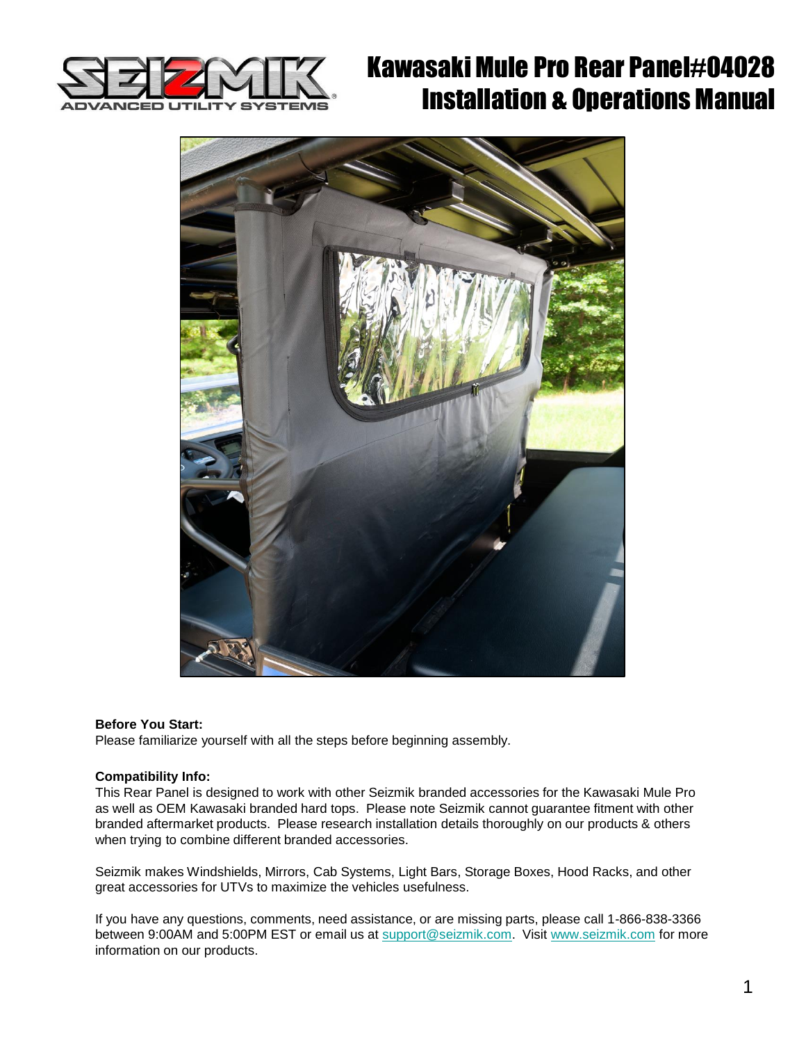# Kawasaki Mule Pro Rear Panel#04028
# Installation & Operations Manual

**Before You Start:**
Please familiarize yourself with all the steps before beginning assembly.

**Compatibility Info:**
This Rear Panel is designed to work with other Seizmik branded accessories for the Kawasaki Mule Pro as well as OEM Kawasaki branded hard tops. Please note Seizmik cannot guarantee fitment with other branded aftermarket products. Please research installation details thoroughly on our products & others when trying to combine different branded accessories.

Seizmik makes Windshields, Mirrors, Cab Systems, Light Bars, Storage Boxes, Hood Racks, and other great accessories for UTVs to maximize the vehicles usefulness.

If you have any questions, comments, need assistance, or are missing parts, please call 1-866-838-3366 between 9:00AM and 5:00PM EST or email us at support@seizmik.com. Visit www.seizmik.com for more information on our products.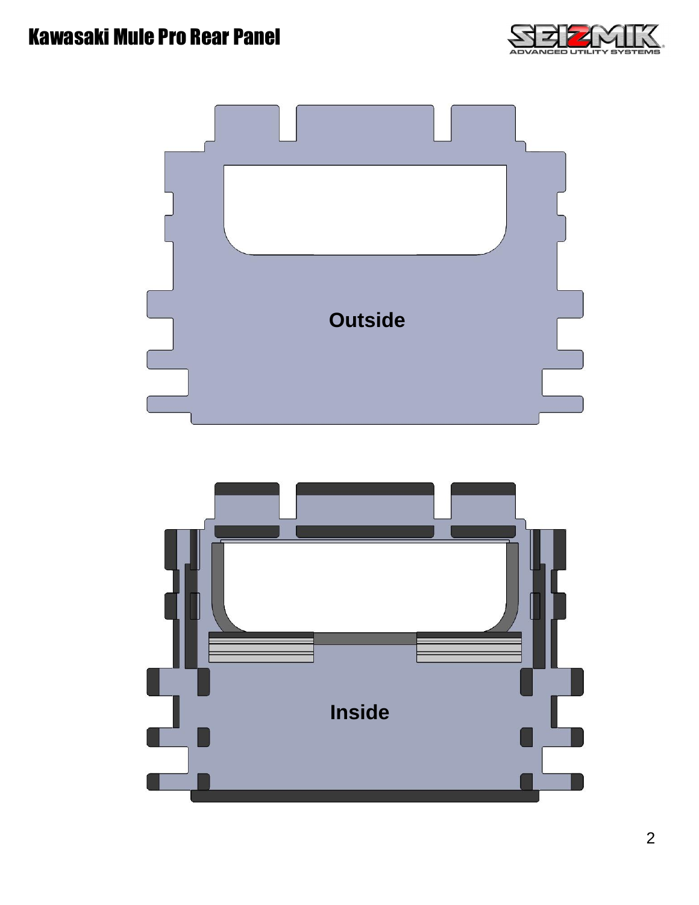# Kawasaki Mule Pro Rear Panel

Outside

Inside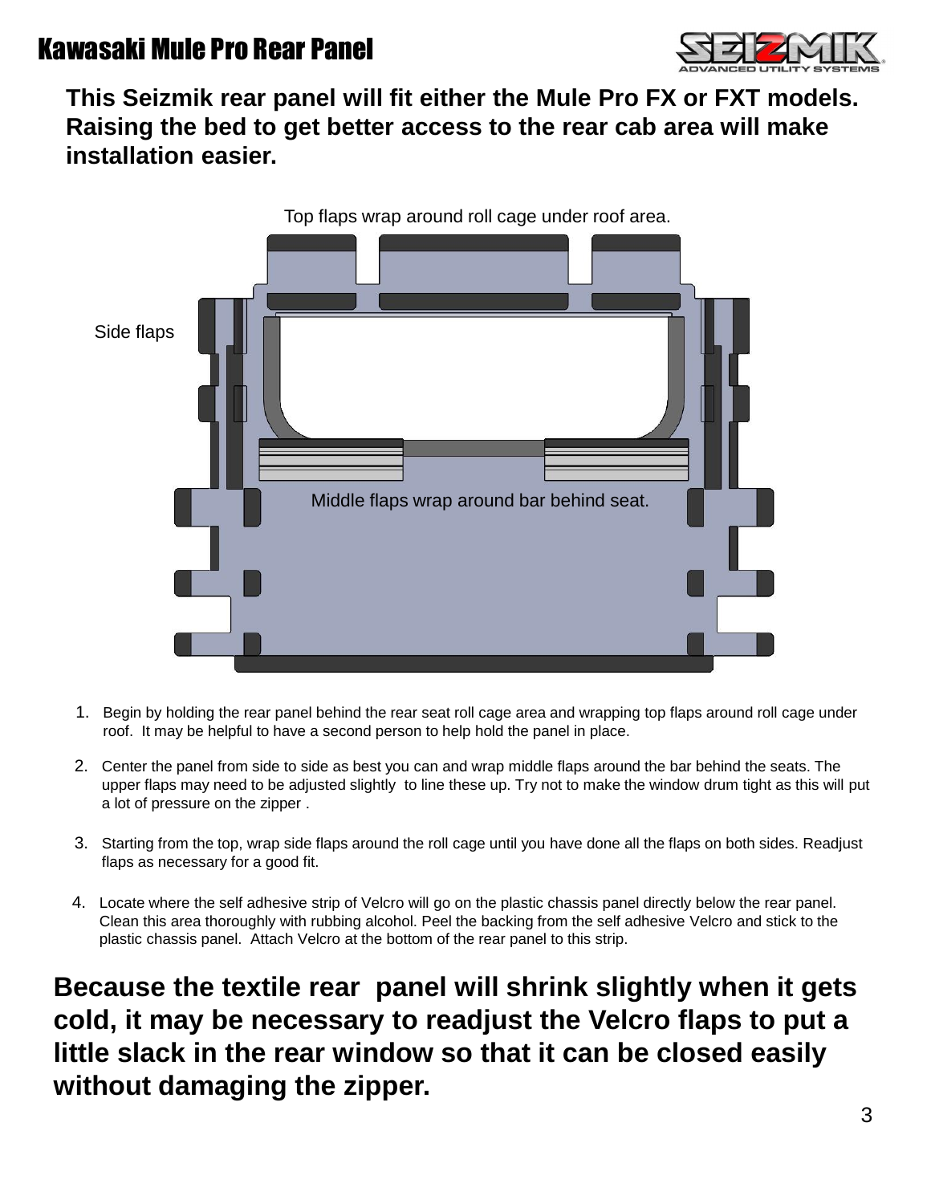# Kawasaki Mule Pro Rear Panel

**This Seizmik rear panel will fit either the Mule Pro FX or FXT models. Raising the bed to get better access to the rear cab area will make installation easier.**

Top flaps wrap around roll cage under roof area.

Side flaps

Middle flaps wrap around bar behind seat.

1. Begin by holding the rear panel behind the rear seat roll cage area and wrapping top flaps around roll cage under roof. It may be helpful to have a second person to help hold the panel in place.
2. Center the panel from side to side as best you can and wrap middle flaps around the bar behind the seats. The upper flaps may need to be adjusted slightly to line these up. Try not to make the window drum tight as this will put a lot of pressure on the zipper .
3. Starting from the top, wrap side flaps around the roll cage until you have done all the flaps on both sides. Readjust flaps as necessary for a good fit.
4. Locate where the self adhesive strip of Velcro will go on the plastic chassis panel directly below the rear panel. Clean this area thoroughly with rubbing alcohol. Peel the backing from the self adhesive Velcro and stick to the plastic chassis panel. Attach Velcro at the bottom of the rear panel to this strip.

**Because the textile rear panel will shrink slightly when it gets cold, it may be necessary to readjust the Velcro flaps to put a little slack in the rear window so that it can be closed easily without damaging the zipper.**